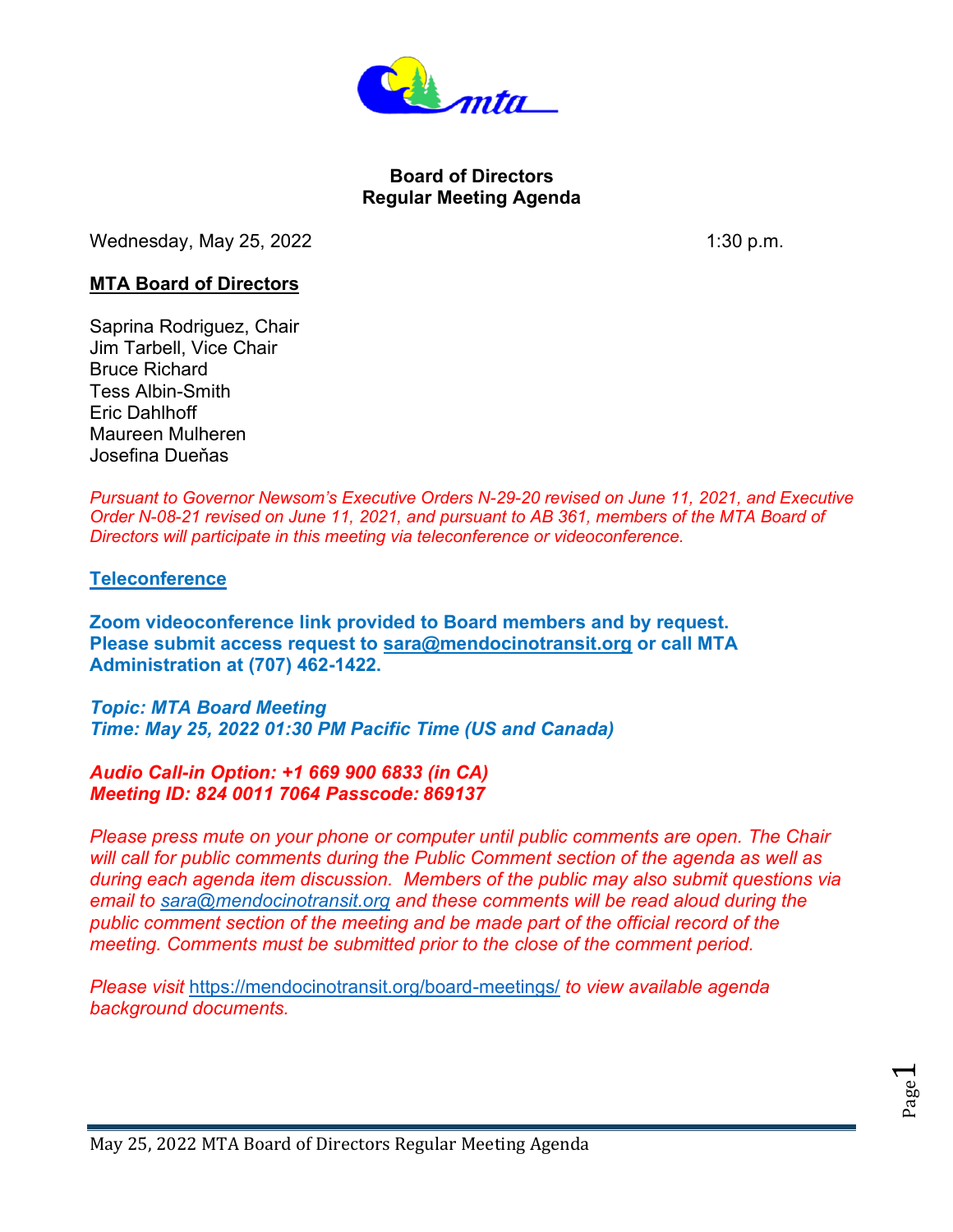**Board of Directors**
**Regular Meeting Agenda**

Wednesday, May 25, 2022 1:30 p.m.

**MTA Board of Directors**

Saprina Rodriguez, Chair
Jim Tarbell, Vice Chair
Bruce Richard
Tess Albin-Smith
Eric Dahlhoff
Maureen Mulheren
Josefina Dueňas

*Pursuant to Governor Newsom's Executive Orders N-29-20 revised on June 11, 2021, and Executive Order N-08-21 revised on June 11, 2021, and pursuant to AB 361, members of the MTA Board of Directors will participate in this meeting via teleconference or videoconference.*

**Teleconference**

**Zoom videoconference link provided to Board members and by request. Please submit access request to sara@mendocinotransit.org or call MTA Administration at (707) 462-1422.**

***Topic: MTA Board Meeting***
***Time: May 25, 2022 01:30 PM Pacific Time (US and Canada)***

***Audio Call-in Option: +1 669 900 6833 (in CA)***
***Meeting ID: 824 0011 7064 Passcode: 869137***

*Please press mute on your phone or computer until public comments are open. The Chair will call for public comments during the Public Comment section of the agenda as well as during each agenda item discussion. Members of the public may also submit questions via email to sara@mendocinotransit.org and these comments will be read aloud during the public comment section of the meeting and be made part of the official record of the meeting. Comments must be submitted prior to the close of the comment period.*

*Please visit https://mendocinotransit.org/board-meetings/ to view available agenda background documents.*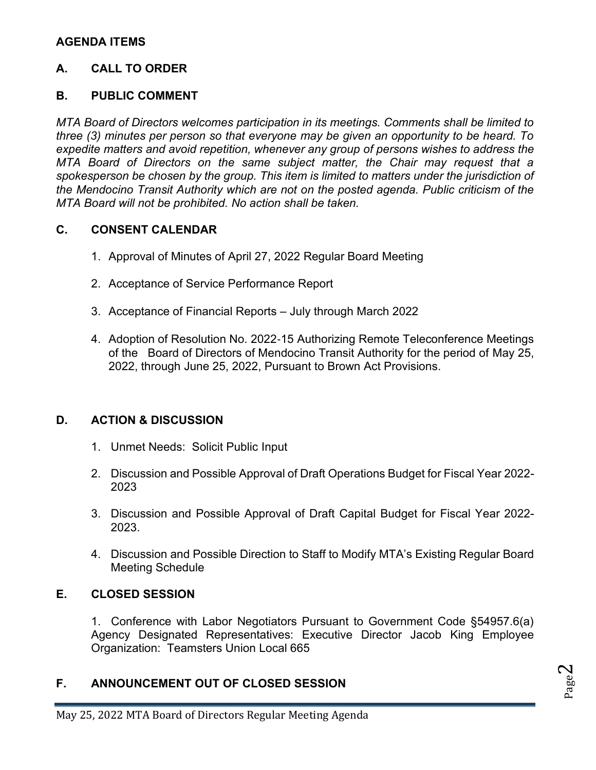## AGENDA ITEMS

### A. CALL TO ORDER

### B. PUBLIC COMMENT

*MTA Board of Directors welcomes participation in its meetings. Comments shall be limited to three (3) minutes per person so that everyone may be given an opportunity to be heard. To expedite matters and avoid repetition, whenever any group of persons wishes to address the MTA Board of Directors on the same subject matter, the Chair may request that a spokesperson be chosen by the group. This item is limited to matters under the jurisdiction of the Mendocino Transit Authority which are not on the posted agenda. Public criticism of the MTA Board will not be prohibited. No action shall be taken.*

### C. CONSENT CALENDAR

1. Approval of Minutes of April 27, 2022 Regular Board Meeting
2. Acceptance of Service Performance Report
3. Acceptance of Financial Reports – July through March 2022
4. Adoption of Resolution No. 2022-15 Authorizing Remote Teleconference Meetings of the Board of Directors of Mendocino Transit Authority for the period of May 25, 2022, through June 25, 2022, Pursuant to Brown Act Provisions.

### D. ACTION & DISCUSSION

1. Unmet Needs: Solicit Public Input
2. Discussion and Possible Approval of Draft Operations Budget for Fiscal Year 2022-2023
3. Discussion and Possible Approval of Draft Capital Budget for Fiscal Year 2022-2023.
4. Discussion and Possible Direction to Staff to Modify MTA's Existing Regular Board Meeting Schedule

### E. CLOSED SESSION

1. Conference with Labor Negotiators Pursuant to Government Code §54957.6(a) Agency Designated Representatives: Executive Director Jacob King Employee Organization: Teamsters Union Local 665

### F. ANNOUNCEMENT OUT OF CLOSED SESSION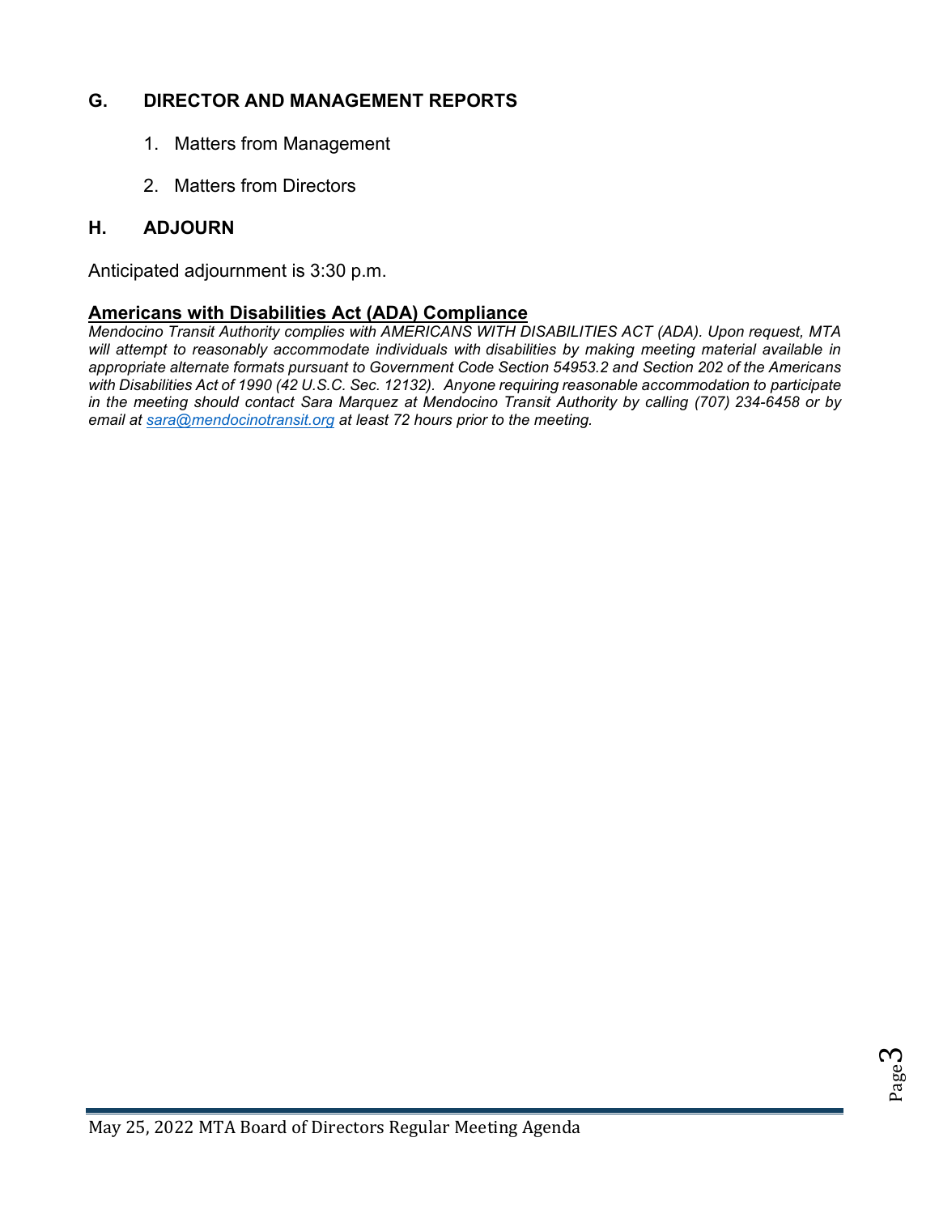## G. DIRECTOR AND MANAGEMENT REPORTS

1. Matters from Management
2. Matters from Directors

## H. ADJOURN

Anticipated adjournment is 3:30 p.m.

### Americans with Disabilities Act (ADA) Compliance

*Mendocino Transit Authority complies with AMERICANS WITH DISABILITIES ACT (ADA). Upon request, MTA will attempt to reasonably accommodate individuals with disabilities by making meeting material available in appropriate alternate formats pursuant to Government Code Section 54953.2 and Section 202 of the Americans with Disabilities Act of 1990 (42 U.S.C. Sec. 12132). Anyone requiring reasonable accommodation to participate in the meeting should contact Sara Marquez at Mendocino Transit Authority by calling (707) 234-6458 or by email at sara@mendocinotransit.org at least 72 hours prior to the meeting.*